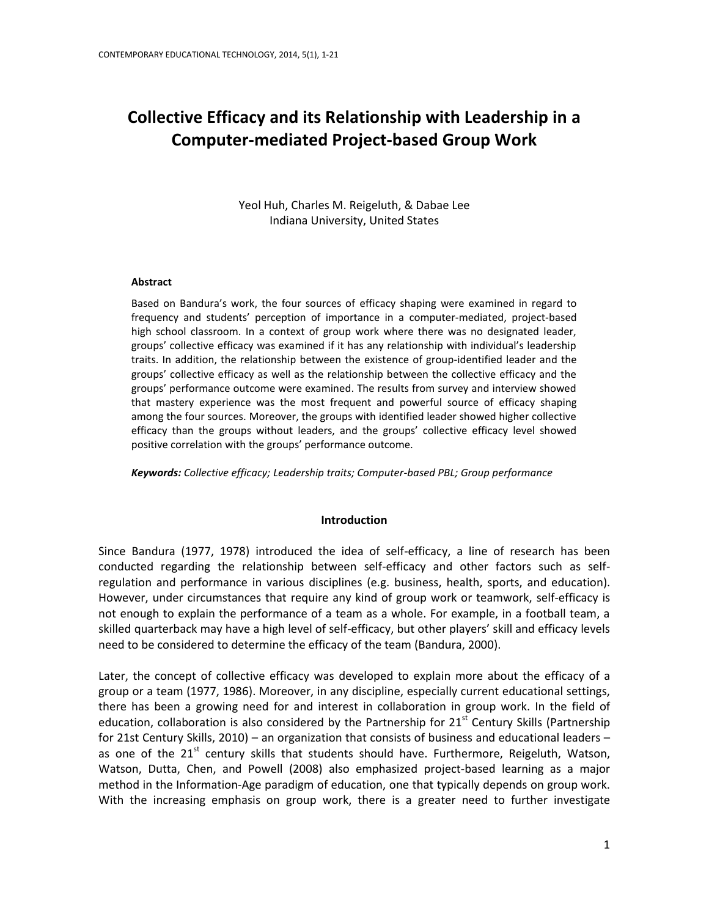# Collective Efficacy and its Relationship with Leadership in a Computer-mediated Project-based Group Work

Yeol Huh, Charles M. Reigeluth, & Dabae Lee
Indiana University, United States

**Abstract**

Based on Bandura's work, the four sources of efficacy shaping were examined in regard to frequency and students' perception of importance in a computer-mediated, project-based high school classroom. In a context of group work where there was no designated leader, groups' collective efficacy was examined if it has any relationship with individual's leadership traits. In addition, the relationship between the existence of group-identified leader and the groups' collective efficacy as well as the relationship between the collective efficacy and the groups' performance outcome were examined. The results from survey and interview showed that mastery experience was the most frequent and powerful source of efficacy shaping among the four sources. Moreover, the groups with identified leader showed higher collective efficacy than the groups without leaders, and the groups' collective efficacy level showed positive correlation with the groups' performance outcome.

***Keywords:*** *Collective efficacy; Leadership traits; Computer-based PBL; Group performance*

## Introduction

Since Bandura (1977, 1978) introduced the idea of self-efficacy, a line of research has been conducted regarding the relationship between self-efficacy and other factors such as self-regulation and performance in various disciplines (e.g. business, health, sports, and education). However, under circumstances that require any kind of group work or teamwork, self-efficacy is not enough to explain the performance of a team as a whole. For example, in a football team, a skilled quarterback may have a high level of self-efficacy, but other players' skill and efficacy levels need to be considered to determine the efficacy of the team (Bandura, 2000).

Later, the concept of collective efficacy was developed to explain more about the efficacy of a group or a team (1977, 1986). Moreover, in any discipline, especially current educational settings, there has been a growing need for and interest in collaboration in group work. In the field of education, collaboration is also considered by the Partnership for 21st Century Skills (Partnership for 21st Century Skills, 2010) – an organization that consists of business and educational leaders – as one of the 21st century skills that students should have. Furthermore, Reigeluth, Watson, Watson, Dutta, Chen, and Powell (2008) also emphasized project-based learning as a major method in the Information-Age paradigm of education, one that typically depends on group work. With the increasing emphasis on group work, there is a greater need to further investigate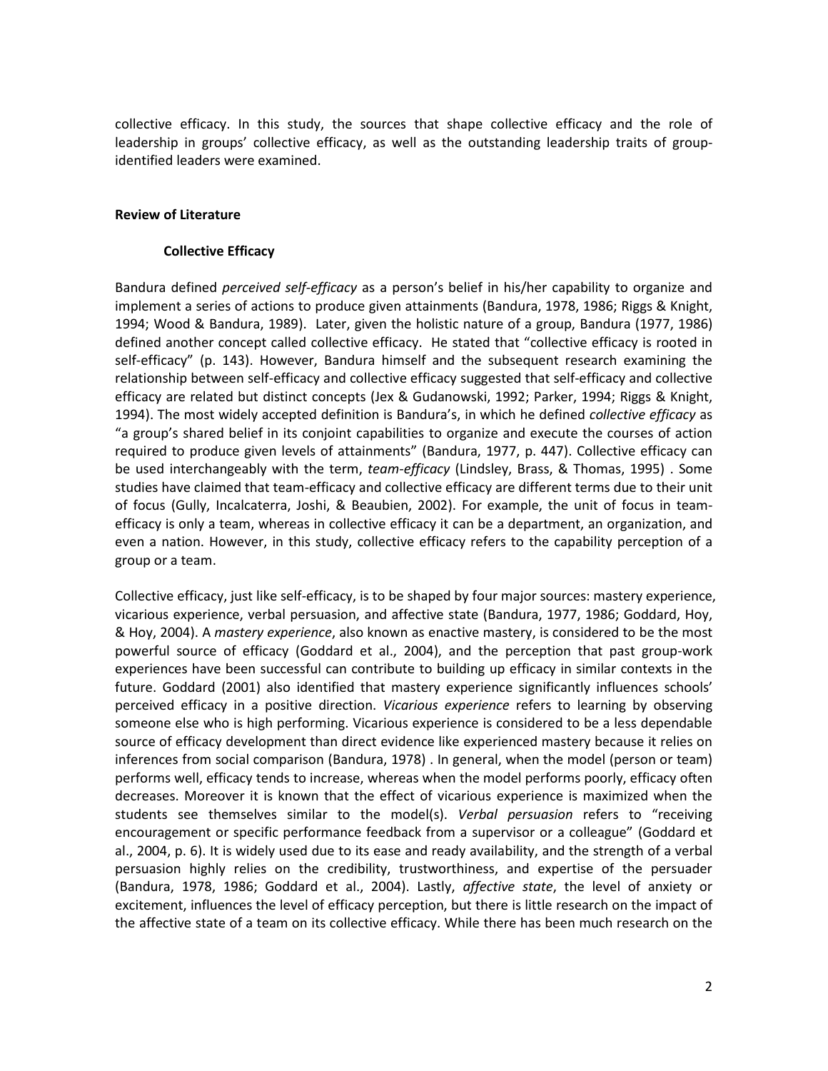collective efficacy. In this study, the sources that shape collective efficacy and the role of leadership in groups' collective efficacy, as well as the outstanding leadership traits of group-identified leaders were examined.

## Review of Literature

### Collective Efficacy

Bandura defined *perceived self-efficacy* as a person's belief in his/her capability to organize and implement a series of actions to produce given attainments (Bandura, 1978, 1986; Riggs & Knight, 1994; Wood & Bandura, 1989). Later, given the holistic nature of a group, Bandura (1977, 1986) defined another concept called collective efficacy. He stated that "collective efficacy is rooted in self-efficacy" (p. 143). However, Bandura himself and the subsequent research examining the relationship between self-efficacy and collective efficacy suggested that self-efficacy and collective efficacy are related but distinct concepts (Jex & Gudanowski, 1992; Parker, 1994; Riggs & Knight, 1994). The most widely accepted definition is Bandura's, in which he defined *collective efficacy* as "a group's shared belief in its conjoint capabilities to organize and execute the courses of action required to produce given levels of attainments" (Bandura, 1977, p. 447). Collective efficacy can be used interchangeably with the term, *team-efficacy* (Lindsley, Brass, & Thomas, 1995) . Some studies have claimed that team-efficacy and collective efficacy are different terms due to their unit of focus (Gully, Incalcaterra, Joshi, & Beaubien, 2002). For example, the unit of focus in team-efficacy is only a team, whereas in collective efficacy it can be a department, an organization, and even a nation. However, in this study, collective efficacy refers to the capability perception of a group or a team.

Collective efficacy, just like self-efficacy, is to be shaped by four major sources: mastery experience, vicarious experience, verbal persuasion, and affective state (Bandura, 1977, 1986; Goddard, Hoy, & Hoy, 2004). A *mastery experience*, also known as enactive mastery, is considered to be the most powerful source of efficacy (Goddard et al., 2004), and the perception that past group-work experiences have been successful can contribute to building up efficacy in similar contexts in the future. Goddard (2001) also identified that mastery experience significantly influences schools' perceived efficacy in a positive direction. *Vicarious experience* refers to learning by observing someone else who is high performing. Vicarious experience is considered to be a less dependable source of efficacy development than direct evidence like experienced mastery because it relies on inferences from social comparison (Bandura, 1978) . In general, when the model (person or team) performs well, efficacy tends to increase, whereas when the model performs poorly, efficacy often decreases. Moreover it is known that the effect of vicarious experience is maximized when the students see themselves similar to the model(s). *Verbal persuasion* refers to "receiving encouragement or specific performance feedback from a supervisor or a colleague" (Goddard et al., 2004, p. 6). It is widely used due to its ease and ready availability, and the strength of a verbal persuasion highly relies on the credibility, trustworthiness, and expertise of the persuader (Bandura, 1978, 1986; Goddard et al., 2004). Lastly, *affective state*, the level of anxiety or excitement, influences the level of efficacy perception, but there is little research on the impact of the affective state of a team on its collective efficacy. While there has been much research on the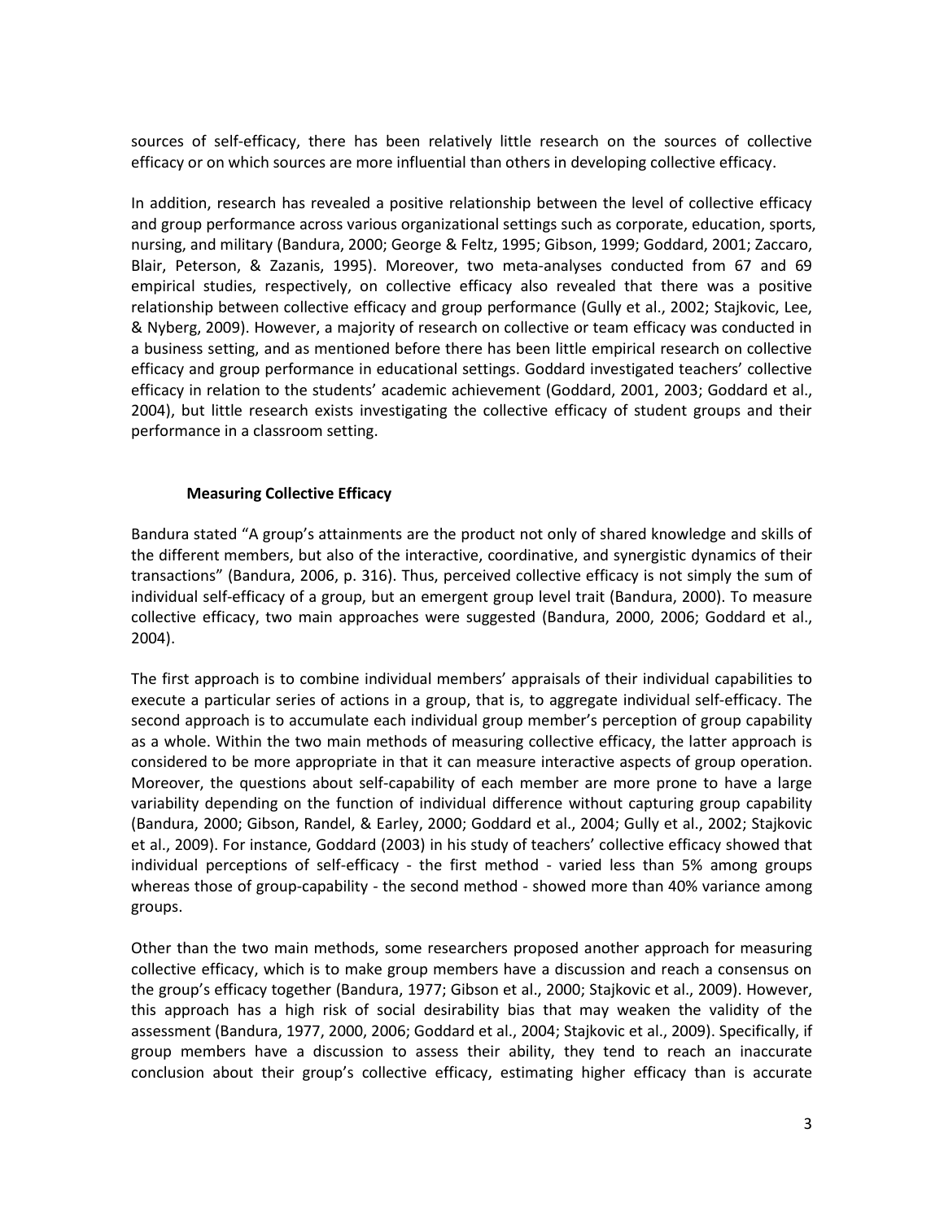sources of self-efficacy, there has been relatively little research on the sources of collective efficacy or on which sources are more influential than others in developing collective efficacy.

In addition, research has revealed a positive relationship between the level of collective efficacy and group performance across various organizational settings such as corporate, education, sports, nursing, and military (Bandura, 2000; George & Feltz, 1995; Gibson, 1999; Goddard, 2001; Zaccaro, Blair, Peterson, & Zazanis, 1995). Moreover, two meta-analyses conducted from 67 and 69 empirical studies, respectively, on collective efficacy also revealed that there was a positive relationship between collective efficacy and group performance (Gully et al., 2002; Stajkovic, Lee, & Nyberg, 2009). However, a majority of research on collective or team efficacy was conducted in a business setting, and as mentioned before there has been little empirical research on collective efficacy and group performance in educational settings. Goddard investigated teachers' collective efficacy in relation to the students' academic achievement (Goddard, 2001, 2003; Goddard et al., 2004), but little research exists investigating the collective efficacy of student groups and their performance in a classroom setting.

### Measuring Collective Efficacy

Bandura stated "A group's attainments are the product not only of shared knowledge and skills of the different members, but also of the interactive, coordinative, and synergistic dynamics of their transactions" (Bandura, 2006, p. 316). Thus, perceived collective efficacy is not simply the sum of individual self-efficacy of a group, but an emergent group level trait (Bandura, 2000). To measure collective efficacy, two main approaches were suggested (Bandura, 2000, 2006; Goddard et al., 2004).

The first approach is to combine individual members' appraisals of their individual capabilities to execute a particular series of actions in a group, that is, to aggregate individual self-efficacy. The second approach is to accumulate each individual group member's perception of group capability as a whole. Within the two main methods of measuring collective efficacy, the latter approach is considered to be more appropriate in that it can measure interactive aspects of group operation. Moreover, the questions about self-capability of each member are more prone to have a large variability depending on the function of individual difference without capturing group capability (Bandura, 2000; Gibson, Randel, & Earley, 2000; Goddard et al., 2004; Gully et al., 2002; Stajkovic et al., 2009). For instance, Goddard (2003) in his study of teachers' collective efficacy showed that individual perceptions of self-efficacy - the first method - varied less than 5% among groups whereas those of group-capability - the second method - showed more than 40% variance among groups.

Other than the two main methods, some researchers proposed another approach for measuring collective efficacy, which is to make group members have a discussion and reach a consensus on the group's efficacy together (Bandura, 1977; Gibson et al., 2000; Stajkovic et al., 2009). However, this approach has a high risk of social desirability bias that may weaken the validity of the assessment (Bandura, 1977, 2000, 2006; Goddard et al., 2004; Stajkovic et al., 2009). Specifically, if group members have a discussion to assess their ability, they tend to reach an inaccurate conclusion about their group's collective efficacy, estimating higher efficacy than is accurate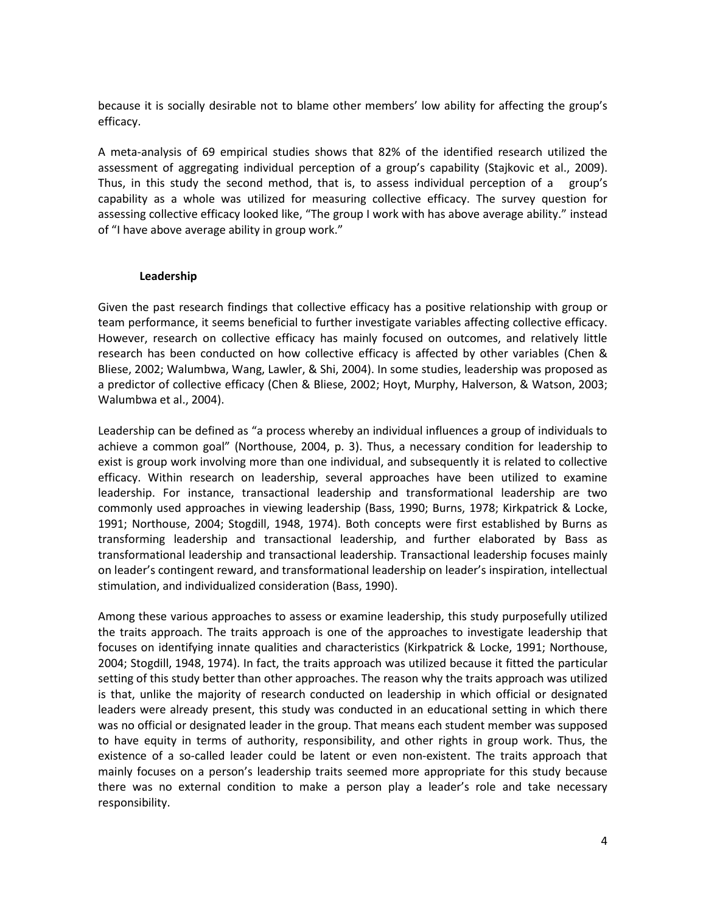because it is socially desirable not to blame other members' low ability for affecting the group's efficacy.

A meta-analysis of 69 empirical studies shows that 82% of the identified research utilized the assessment of aggregating individual perception of a group's capability (Stajkovic et al., 2009). Thus, in this study the second method, that is, to assess individual perception of a group's capability as a whole was utilized for measuring collective efficacy. The survey question for assessing collective efficacy looked like, "The group I work with has above average ability." instead of "I have above average ability in group work."

### Leadership

Given the past research findings that collective efficacy has a positive relationship with group or team performance, it seems beneficial to further investigate variables affecting collective efficacy. However, research on collective efficacy has mainly focused on outcomes, and relatively little research has been conducted on how collective efficacy is affected by other variables (Chen & Bliese, 2002; Walumbwa, Wang, Lawler, & Shi, 2004). In some studies, leadership was proposed as a predictor of collective efficacy (Chen & Bliese, 2002; Hoyt, Murphy, Halverson, & Watson, 2003; Walumbwa et al., 2004).

Leadership can be defined as "a process whereby an individual influences a group of individuals to achieve a common goal" (Northouse, 2004, p. 3). Thus, a necessary condition for leadership to exist is group work involving more than one individual, and subsequently it is related to collective efficacy. Within research on leadership, several approaches have been utilized to examine leadership. For instance, transactional leadership and transformational leadership are two commonly used approaches in viewing leadership (Bass, 1990; Burns, 1978; Kirkpatrick & Locke, 1991; Northouse, 2004; Stogdill, 1948, 1974). Both concepts were first established by Burns as transforming leadership and transactional leadership, and further elaborated by Bass as transformational leadership and transactional leadership. Transactional leadership focuses mainly on leader's contingent reward, and transformational leadership on leader's inspiration, intellectual stimulation, and individualized consideration (Bass, 1990).

Among these various approaches to assess or examine leadership, this study purposefully utilized the traits approach. The traits approach is one of the approaches to investigate leadership that focuses on identifying innate qualities and characteristics (Kirkpatrick & Locke, 1991; Northouse, 2004; Stogdill, 1948, 1974). In fact, the traits approach was utilized because it fitted the particular setting of this study better than other approaches. The reason why the traits approach was utilized is that, unlike the majority of research conducted on leadership in which official or designated leaders were already present, this study was conducted in an educational setting in which there was no official or designated leader in the group. That means each student member was supposed to have equity in terms of authority, responsibility, and other rights in group work. Thus, the existence of a so-called leader could be latent or even non-existent. The traits approach that mainly focuses on a person's leadership traits seemed more appropriate for this study because there was no external condition to make a person play a leader's role and take necessary responsibility.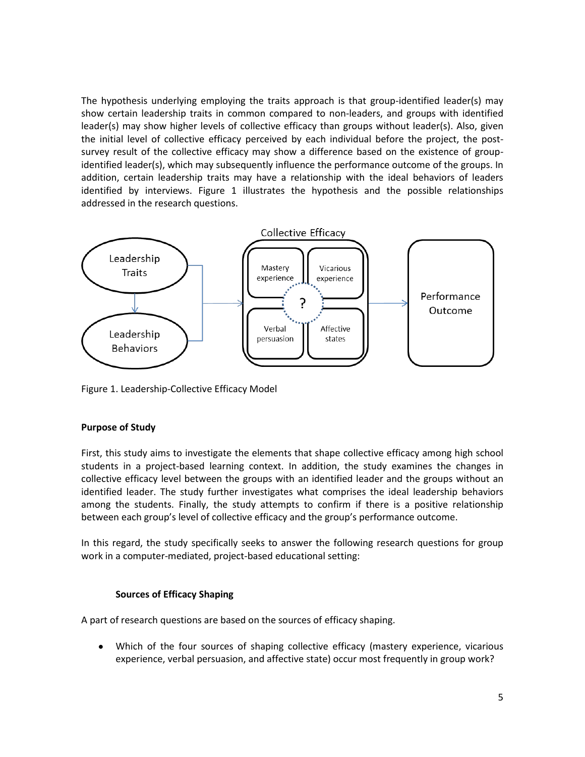The hypothesis underlying employing the traits approach is that group-identified leader(s) may show certain leadership traits in common compared to non-leaders, and groups with identified leader(s) may show higher levels of collective efficacy than groups without leader(s). Also, given the initial level of collective efficacy perceived by each individual before the project, the post-survey result of the collective efficacy may show a difference based on the existence of group-identified leader(s), which may subsequently influence the performance outcome of the groups. In addition, certain leadership traits may have a relationship with the ideal behaviors of leaders identified by interviews. Figure 1 illustrates the hypothesis and the possible relationships addressed in the research questions.

Figure 1. Leadership-Collective Efficacy Model

**Purpose of Study**

First, this study aims to investigate the elements that shape collective efficacy among high school students in a project-based learning context. In addition, the study examines the changes in collective efficacy level between the groups with an identified leader and the groups without an identified leader. The study further investigates what comprises the ideal leadership behaviors among the students. Finally, the study attempts to confirm if there is a positive relationship between each group's level of collective efficacy and the group's performance outcome.

In this regard, the study specifically seeks to answer the following research questions for group work in a computer-mediated, project-based educational setting:

**Sources of Efficacy Shaping**

A part of research questions are based on the sources of efficacy shaping.

- Which of the four sources of shaping collective efficacy (mastery experience, vicarious experience, verbal persuasion, and affective state) occur most frequently in group work?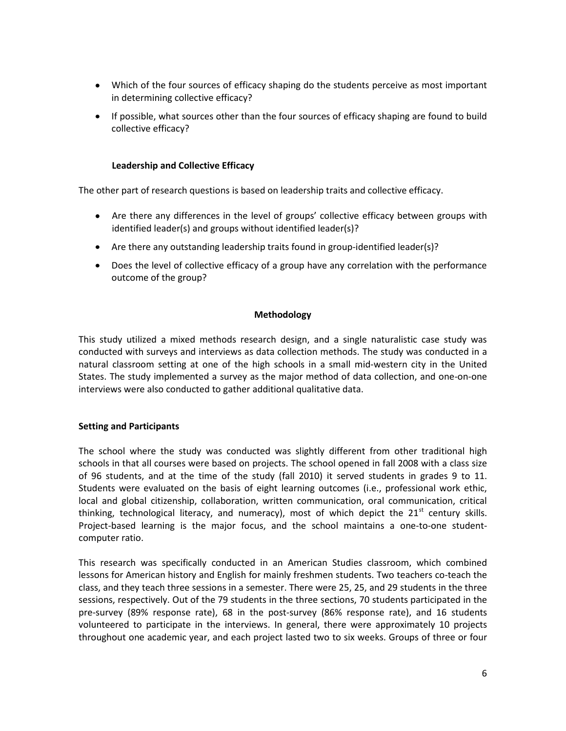- Which of the four sources of efficacy shaping do the students perceive as most important in determining collective efficacy?
- If possible, what sources other than the four sources of efficacy shaping are found to build collective efficacy?

### Leadership and Collective Efficacy

The other part of research questions is based on leadership traits and collective efficacy.

- Are there any differences in the level of groups' collective efficacy between groups with identified leader(s) and groups without identified leader(s)?
- Are there any outstanding leadership traits found in group-identified leader(s)?
- Does the level of collective efficacy of a group have any correlation with the performance outcome of the group?

## Methodology

This study utilized a mixed methods research design, and a single naturalistic case study was conducted with surveys and interviews as data collection methods. The study was conducted in a natural classroom setting at one of the high schools in a small mid-western city in the United States. The study implemented a survey as the major method of data collection, and one-on-one interviews were also conducted to gather additional qualitative data.

### Setting and Participants

The school where the study was conducted was slightly different from other traditional high schools in that all courses were based on projects. The school opened in fall 2008 with a class size of 96 students, and at the time of the study (fall 2010) it served students in grades 9 to 11. Students were evaluated on the basis of eight learning outcomes (i.e., professional work ethic, local and global citizenship, collaboration, written communication, oral communication, critical thinking, technological literacy, and numeracy), most of which depict the 21st century skills. Project-based learning is the major focus, and the school maintains a one-to-one student-computer ratio.

This research was specifically conducted in an American Studies classroom, which combined lessons for American history and English for mainly freshmen students. Two teachers co-teach the class, and they teach three sessions in a semester. There were 25, 25, and 29 students in the three sessions, respectively. Out of the 79 students in the three sections, 70 students participated in the pre-survey (89% response rate), 68 in the post-survey (86% response rate), and 16 students volunteered to participate in the interviews. In general, there were approximately 10 projects throughout one academic year, and each project lasted two to six weeks. Groups of three or four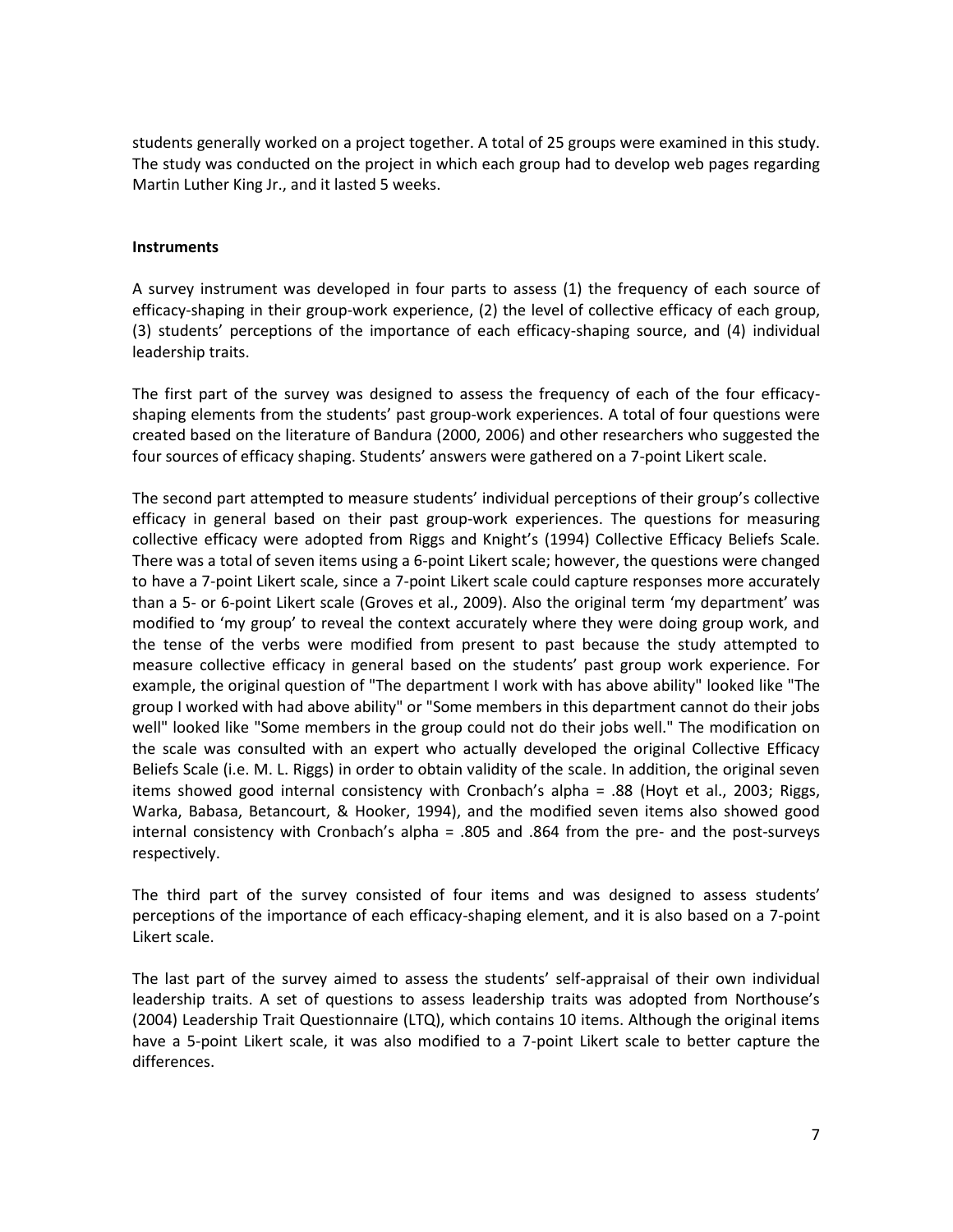students generally worked on a project together. A total of 25 groups were examined in this study. The study was conducted on the project in which each group had to develop web pages regarding Martin Luther King Jr., and it lasted 5 weeks.

**Instruments**

A survey instrument was developed in four parts to assess (1) the frequency of each source of efficacy-shaping in their group-work experience, (2) the level of collective efficacy of each group, (3) students' perceptions of the importance of each efficacy-shaping source, and (4) individual leadership traits.

The first part of the survey was designed to assess the frequency of each of the four efficacy-shaping elements from the students' past group-work experiences. A total of four questions were created based on the literature of Bandura (2000, 2006) and other researchers who suggested the four sources of efficacy shaping. Students' answers were gathered on a 7-point Likert scale.

The second part attempted to measure students' individual perceptions of their group's collective efficacy in general based on their past group-work experiences. The questions for measuring collective efficacy were adopted from Riggs and Knight's (1994) Collective Efficacy Beliefs Scale. There was a total of seven items using a 6-point Likert scale; however, the questions were changed to have a 7-point Likert scale, since a 7-point Likert scale could capture responses more accurately than a 5- or 6-point Likert scale (Groves et al., 2009). Also the original term 'my department' was modified to 'my group' to reveal the context accurately where they were doing group work, and the tense of the verbs were modified from present to past because the study attempted to measure collective efficacy in general based on the students' past group work experience. For example, the original question of "The department I work with has above ability" looked like "The group I worked with had above ability" or "Some members in this department cannot do their jobs well" looked like "Some members in the group could not do their jobs well." The modification on the scale was consulted with an expert who actually developed the original Collective Efficacy Beliefs Scale (i.e. M. L. Riggs) in order to obtain validity of the scale. In addition, the original seven items showed good internal consistency with Cronbach's alpha = .88 (Hoyt et al., 2003; Riggs, Warka, Babasa, Betancourt, & Hooker, 1994), and the modified seven items also showed good internal consistency with Cronbach's alpha = .805 and .864 from the pre- and the post-surveys respectively.

The third part of the survey consisted of four items and was designed to assess students' perceptions of the importance of each efficacy-shaping element, and it is also based on a 7-point Likert scale.

The last part of the survey aimed to assess the students' self-appraisal of their own individual leadership traits. A set of questions to assess leadership traits was adopted from Northouse's (2004) Leadership Trait Questionnaire (LTQ), which contains 10 items. Although the original items have a 5-point Likert scale, it was also modified to a 7-point Likert scale to better capture the differences.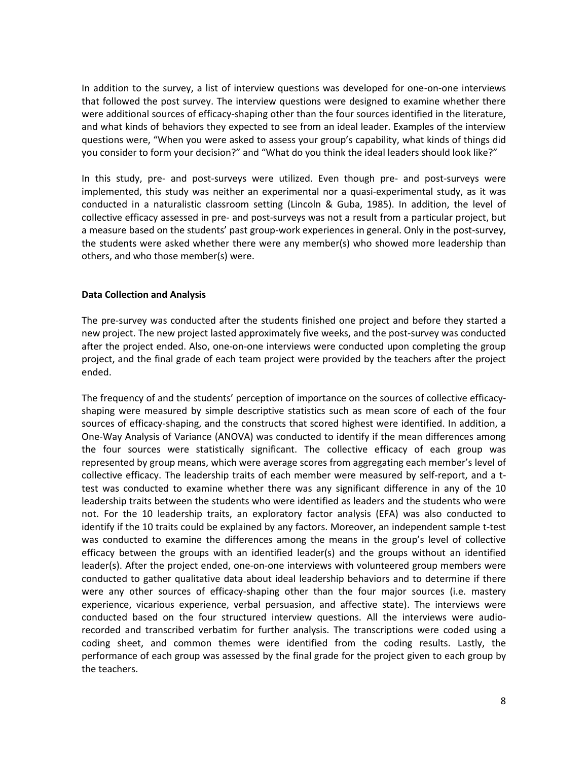In addition to the survey, a list of interview questions was developed for one-on-one interviews that followed the post survey. The interview questions were designed to examine whether there were additional sources of efficacy-shaping other than the four sources identified in the literature, and what kinds of behaviors they expected to see from an ideal leader. Examples of the interview questions were, "When you were asked to assess your group's capability, what kinds of things did you consider to form your decision?" and "What do you think the ideal leaders should look like?"

In this study, pre- and post-surveys were utilized. Even though pre- and post-surveys were implemented, this study was neither an experimental nor a quasi-experimental study, as it was conducted in a naturalistic classroom setting (Lincoln & Guba, 1985). In addition, the level of collective efficacy assessed in pre- and post-surveys was not a result from a particular project, but a measure based on the students' past group-work experiences in general. Only in the post-survey, the students were asked whether there were any member(s) who showed more leadership than others, and who those member(s) were.

**Data Collection and Analysis**

The pre-survey was conducted after the students finished one project and before they started a new project. The new project lasted approximately five weeks, and the post-survey was conducted after the project ended. Also, one-on-one interviews were conducted upon completing the group project, and the final grade of each team project were provided by the teachers after the project ended.

The frequency of and the students' perception of importance on the sources of collective efficacy-shaping were measured by simple descriptive statistics such as mean score of each of the four sources of efficacy-shaping, and the constructs that scored highest were identified. In addition, a One-Way Analysis of Variance (ANOVA) was conducted to identify if the mean differences among the four sources were statistically significant. The collective efficacy of each group was represented by group means, which were average scores from aggregating each member's level of collective efficacy. The leadership traits of each member were measured by self-report, and a t-test was conducted to examine whether there was any significant difference in any of the 10 leadership traits between the students who were identified as leaders and the students who were not. For the 10 leadership traits, an exploratory factor analysis (EFA) was also conducted to identify if the 10 traits could be explained by any factors. Moreover, an independent sample t-test was conducted to examine the differences among the means in the group's level of collective efficacy between the groups with an identified leader(s) and the groups without an identified leader(s). After the project ended, one-on-one interviews with volunteered group members were conducted to gather qualitative data about ideal leadership behaviors and to determine if there were any other sources of efficacy-shaping other than the four major sources (i.e. mastery experience, vicarious experience, verbal persuasion, and affective state). The interviews were conducted based on the four structured interview questions. All the interviews were audio-recorded and transcribed verbatim for further analysis. The transcriptions were coded using a coding sheet, and common themes were identified from the coding results. Lastly, the performance of each group was assessed by the final grade for the project given to each group by the teachers.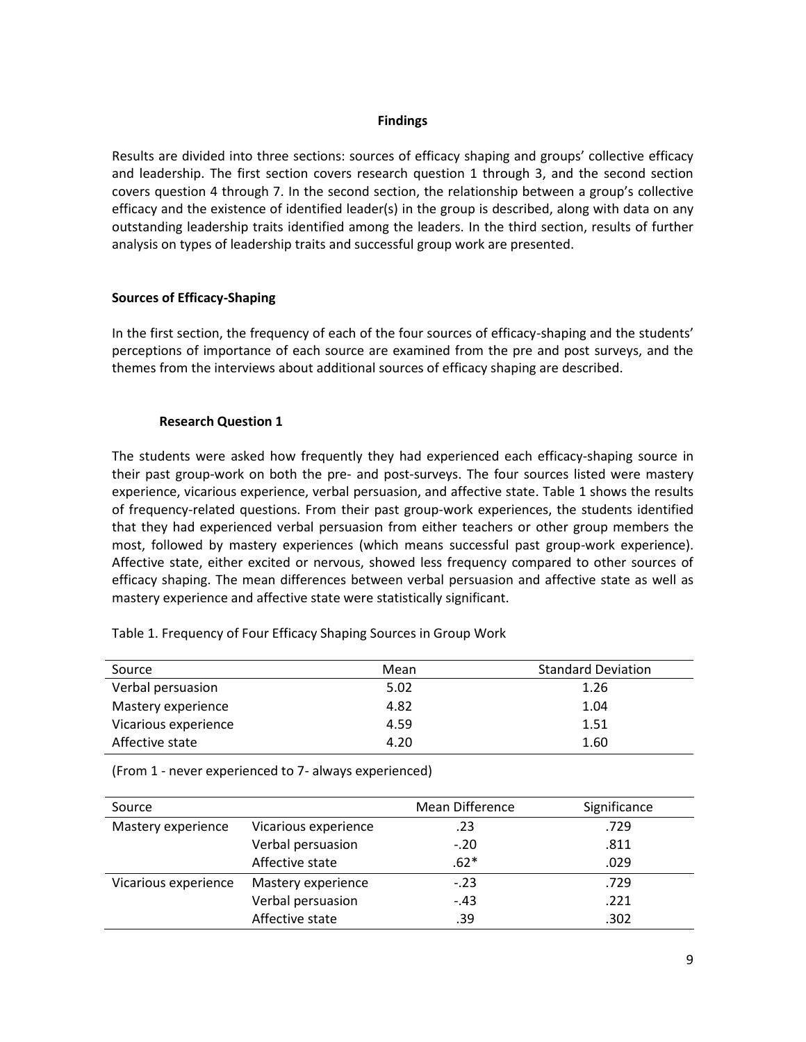## Findings

Results are divided into three sections: sources of efficacy shaping and groups' collective efficacy and leadership. The first section covers research question 1 through 3, and the second section covers question 4 through 7. In the second section, the relationship between a group's collective efficacy and the existence of identified leader(s) in the group is described, along with data on any outstanding leadership traits identified among the leaders. In the third section, results of further analysis on types of leadership traits and successful group work are presented.

### Sources of Efficacy-Shaping

In the first section, the frequency of each of the four sources of efficacy-shaping and the students' perceptions of importance of each source are examined from the pre and post surveys, and the themes from the interviews about additional sources of efficacy shaping are described.

#### Research Question 1

The students were asked how frequently they had experienced each efficacy-shaping source in their past group-work on both the pre- and post-surveys. The four sources listed were mastery experience, vicarious experience, verbal persuasion, and affective state. Table 1 shows the results of frequency-related questions. From their past group-work experiences, the students identified that they had experienced verbal persuasion from either teachers or other group members the most, followed by mastery experiences (which means successful past group-work experience). Affective state, either excited or nervous, showed less frequency compared to other sources of efficacy shaping. The mean differences between verbal persuasion and affective state as well as mastery experience and affective state were statistically significant.

Table 1. Frequency of Four Efficacy Shaping Sources in Group Work

| Source | Mean | Standard Deviation |
|---|---|---|
| Verbal persuasion | 5.02 | 1.26 |
| Mastery experience | 4.82 | 1.04 |
| Vicarious experience | 4.59 | 1.51 |
| Affective state | 4.20 | 1.60 |

(From 1 - never experienced to 7- always experienced)

| Source | | Mean Difference | Significance |
|---|---|---|---|
| Mastery experience | Vicarious experience | .23 | .729 |
| | Verbal persuasion | -.20 | .811 |
| | Affective state | .62* | .029 |
| Vicarious experience | Mastery experience | -.23 | .729 |
| | Verbal persuasion | -.43 | .221 |
| | Affective state | .39 | .302 |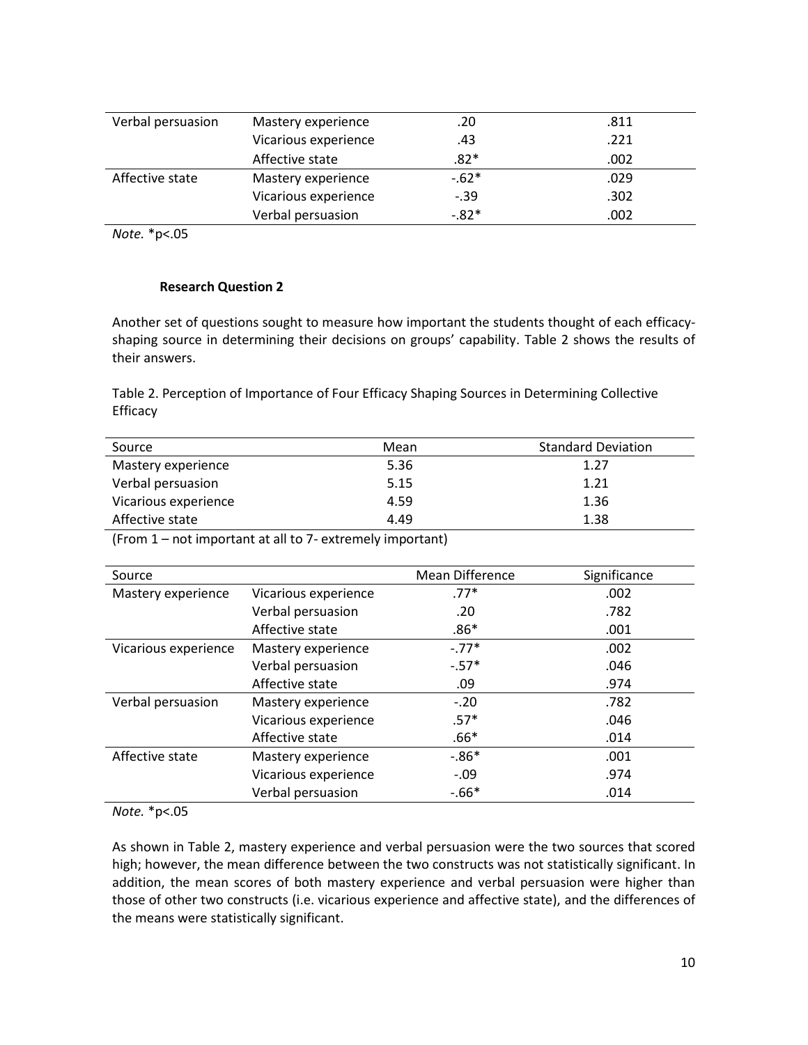| | | | |
|---|---|---|---|
| Verbal persuasion | Mastery experience | .20 | .811 |
| | Vicarious experience | .43 | .221 |
| | Affective state | .82* | .002 |
| Affective state | Mastery experience | -.62* | .029 |
| | Vicarious experience | -.39 | .302 |
| | Verbal persuasion | -.82* | .002 |

*Note.* *p<.05

**Research Question 2**

Another set of questions sought to measure how important the students thought of each efficacy-shaping source in determining their decisions on groups' capability. Table 2 shows the results of their answers.

Table 2. Perception of Importance of Four Efficacy Shaping Sources in Determining Collective Efficacy

| Source | Mean | Standard Deviation |
|---|---|---|
| Mastery experience | 5.36 | 1.27 |
| Verbal persuasion | 5.15 | 1.21 |
| Vicarious experience | 4.59 | 1.36 |
| Affective state | 4.49 | 1.38 |

(From 1 – not important at all to 7- extremely important)

| Source | | Mean Difference | Significance |
|---|---|---|---|
| Mastery experience | Vicarious experience | .77* | .002 |
| | Verbal persuasion | .20 | .782 |
| | Affective state | .86* | .001 |
| Vicarious experience | Mastery experience | -.77* | .002 |
| | Verbal persuasion | -.57* | .046 |
| | Affective state | .09 | .974 |
| Verbal persuasion | Mastery experience | -.20 | .782 |
| | Vicarious experience | .57* | .046 |
| | Affective state | .66* | .014 |
| Affective state | Mastery experience | -.86* | .001 |
| | Vicarious experience | -.09 | .974 |
| | Verbal persuasion | -.66* | .014 |

*Note.* *p<.05

As shown in Table 2, mastery experience and verbal persuasion were the two sources that scored high; however, the mean difference between the two constructs was not statistically significant. In addition, the mean scores of both mastery experience and verbal persuasion were higher than those of other two constructs (i.e. vicarious experience and affective state), and the differences of the means were statistically significant.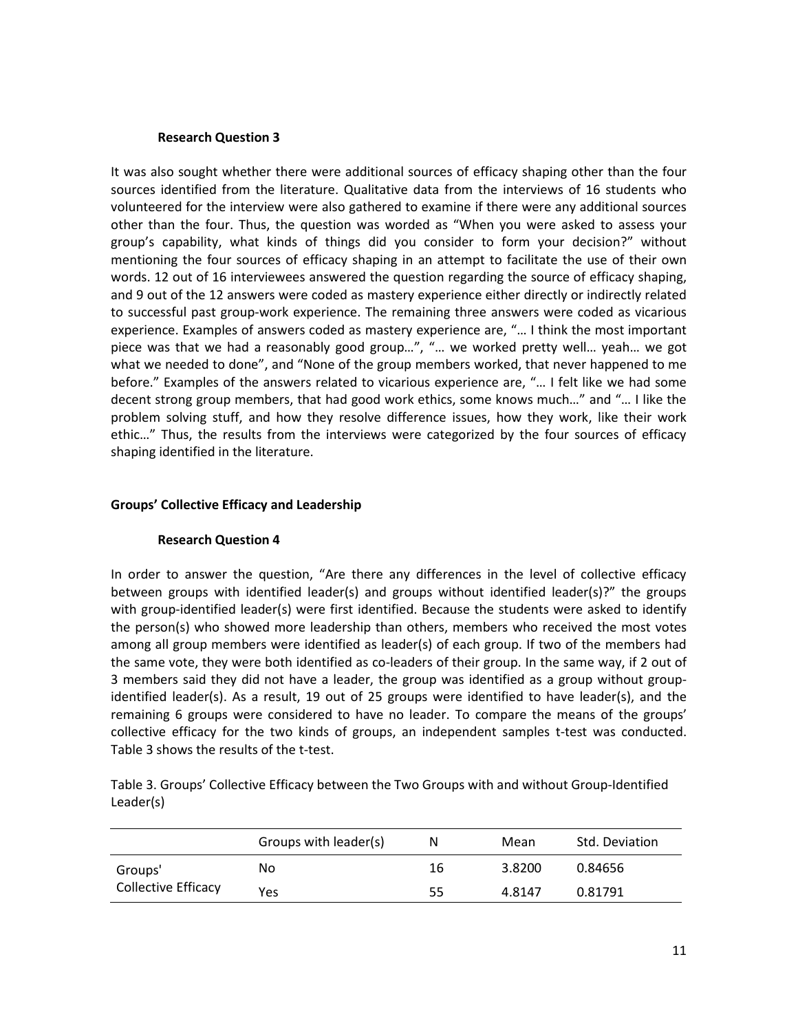### Research Question 3

It was also sought whether there were additional sources of efficacy shaping other than the four sources identified from the literature. Qualitative data from the interviews of 16 students who volunteered for the interview were also gathered to examine if there were any additional sources other than the four. Thus, the question was worded as "When you were asked to assess your group's capability, what kinds of things did you consider to form your decision?" without mentioning the four sources of efficacy shaping in an attempt to facilitate the use of their own words. 12 out of 16 interviewees answered the question regarding the source of efficacy shaping, and 9 out of the 12 answers were coded as mastery experience either directly or indirectly related to successful past group-work experience. The remaining three answers were coded as vicarious experience. Examples of answers coded as mastery experience are, "… I think the most important piece was that we had a reasonably good group…", "… we worked pretty well… yeah… we got what we needed to done", and "None of the group members worked, that never happened to me before." Examples of the answers related to vicarious experience are, "… I felt like we had some decent strong group members, that had good work ethics, some knows much…" and "… I like the problem solving stuff, and how they resolve difference issues, how they work, like their work ethic…" Thus, the results from the interviews were categorized by the four sources of efficacy shaping identified in the literature.

## Groups' Collective Efficacy and Leadership

### Research Question 4

In order to answer the question, "Are there any differences in the level of collective efficacy between groups with identified leader(s) and groups without identified leader(s)?" the groups with group-identified leader(s) were first identified. Because the students were asked to identify the person(s) who showed more leadership than others, members who received the most votes among all group members were identified as leader(s) of each group. If two of the members had the same vote, they were both identified as co-leaders of their group. In the same way, if 2 out of 3 members said they did not have a leader, the group was identified as a group without group-identified leader(s). As a result, 19 out of 25 groups were identified to have leader(s), and the remaining 6 groups were considered to have no leader. To compare the means of the groups' collective efficacy for the two kinds of groups, an independent samples t-test was conducted. Table 3 shows the results of the t-test.

Table 3. Groups' Collective Efficacy between the Two Groups with and without Group-Identified Leader(s)

| | Groups with leader(s) | N | Mean | Std. Deviation |
|---|---|---|---|---|
| Groups' Collective Efficacy | No | 16 | 3.8200 | 0.84656 |
| | Yes | 55 | 4.8147 | 0.81791 |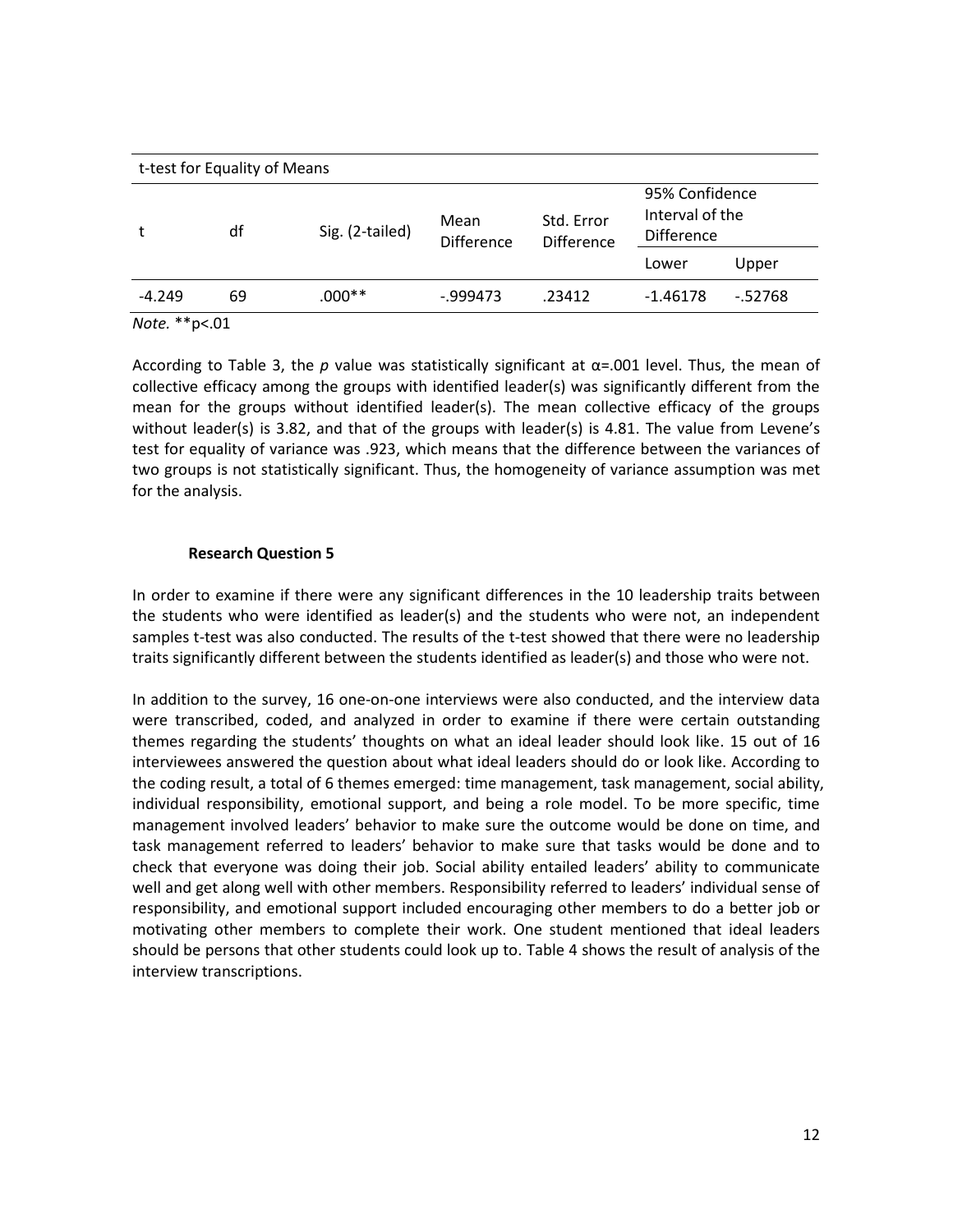| t-test for Equality of Means | | | | | | |
|---|---|---|---|---|---|---|
| t | df | Sig. (2-tailed) | Mean Difference | Std. Error Difference | 95% Confidence Interval of the Difference | |
| | | | | | Lower | Upper |
| -4.249 | 69 | .000** | -.999473 | .23412 | -1.46178 | -.52768 |

*Note.* **p<.01

According to Table 3, the *p* value was statistically significant at α=.001 level. Thus, the mean of collective efficacy among the groups with identified leader(s) was significantly different from the mean for the groups without identified leader(s). The mean collective efficacy of the groups without leader(s) is 3.82, and that of the groups with leader(s) is 4.81. The value from Levene's test for equality of variance was .923, which means that the difference between the variances of two groups is not statistically significant. Thus, the homogeneity of variance assumption was met for the analysis.

**Research Question 5**

In order to examine if there were any significant differences in the 10 leadership traits between the students who were identified as leader(s) and the students who were not, an independent samples t-test was also conducted. The results of the t-test showed that there were no leadership traits significantly different between the students identified as leader(s) and those who were not.

In addition to the survey, 16 one-on-one interviews were also conducted, and the interview data were transcribed, coded, and analyzed in order to examine if there were certain outstanding themes regarding the students' thoughts on what an ideal leader should look like. 15 out of 16 interviewees answered the question about what ideal leaders should do or look like. According to the coding result, a total of 6 themes emerged: time management, task management, social ability, individual responsibility, emotional support, and being a role model. To be more specific, time management involved leaders' behavior to make sure the outcome would be done on time, and task management referred to leaders' behavior to make sure that tasks would be done and to check that everyone was doing their job. Social ability entailed leaders' ability to communicate well and get along well with other members. Responsibility referred to leaders' individual sense of responsibility, and emotional support included encouraging other members to do a better job or motivating other members to complete their work. One student mentioned that ideal leaders should be persons that other students could look up to. Table 4 shows the result of analysis of the interview transcriptions.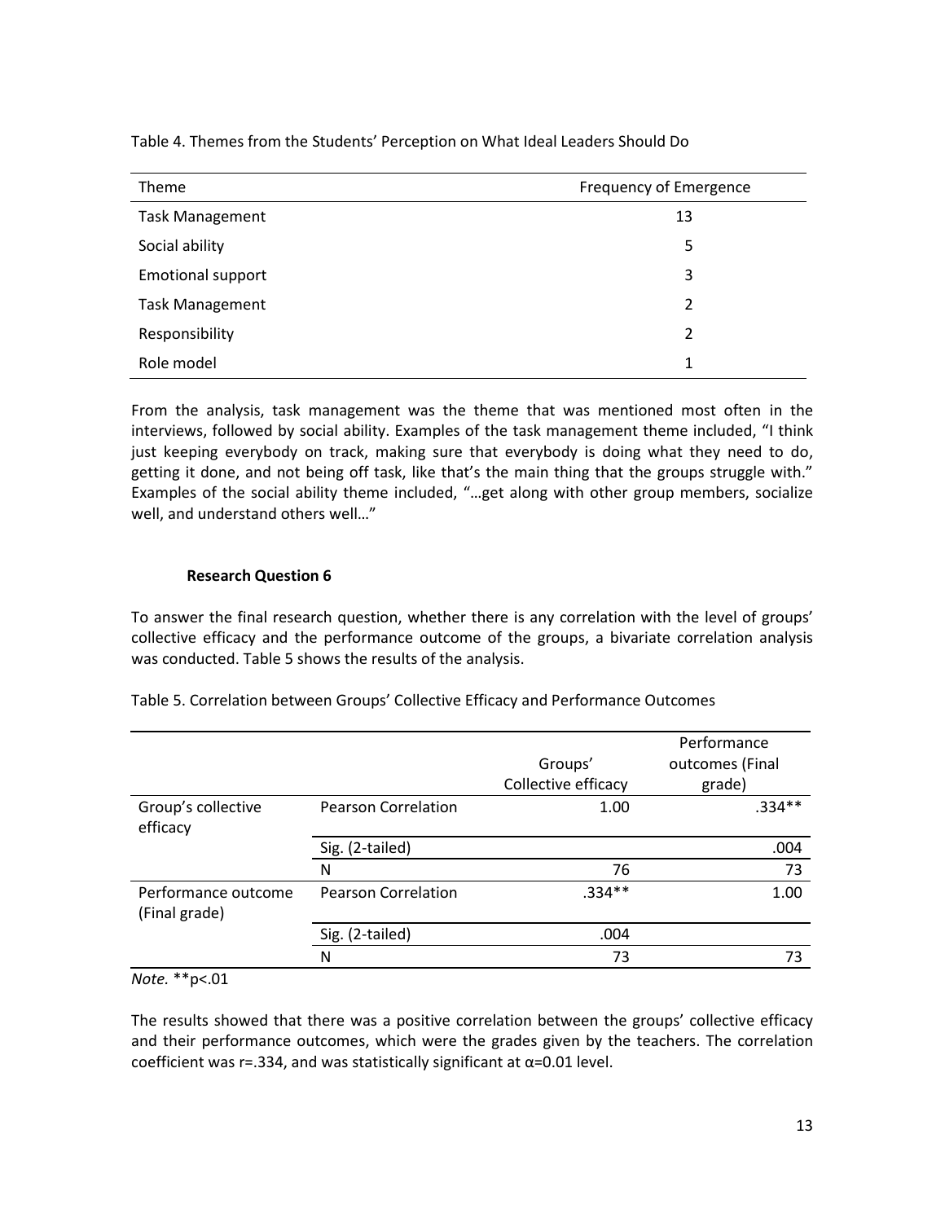Table 4. Themes from the Students' Perception on What Ideal Leaders Should Do

| Theme | Frequency of Emergence |
| --- | --- |
| Task Management | 13 |
| Social ability | 5 |
| Emotional support | 3 |
| Task Management | 2 |
| Responsibility | 2 |
| Role model | 1 |

From the analysis, task management was the theme that was mentioned most often in the interviews, followed by social ability. Examples of the task management theme included, "I think just keeping everybody on track, making sure that everybody is doing what they need to do, getting it done, and not being off task, like that's the main thing that the groups struggle with." Examples of the social ability theme included, "…get along with other group members, socialize well, and understand others well…"

**Research Question 6**

To answer the final research question, whether there is any correlation with the level of groups' collective efficacy and the performance outcome of the groups, a bivariate correlation analysis was conducted. Table 5 shows the results of the analysis.

Table 5. Correlation between Groups' Collective Efficacy and Performance Outcomes

| | | Groups' Collective efficacy | Performance outcomes (Final grade) |
| --- | --- | --- | --- |
| Group's collective efficacy | Pearson Correlation | 1.00 | .334** |
| | Sig. (2-tailed) | | .004 |
| | N | 76 | 73 |
| Performance outcome (Final grade) | Pearson Correlation | .334** | 1.00 |
| | Sig. (2-tailed) | .004 | |
| | N | 73 | 73 |

*Note.* **p<.01

The results showed that there was a positive correlation between the groups' collective efficacy and their performance outcomes, which were the grades given by the teachers. The correlation coefficient was $r=.334$, and was statistically significant at $\alpha=0.01$ level.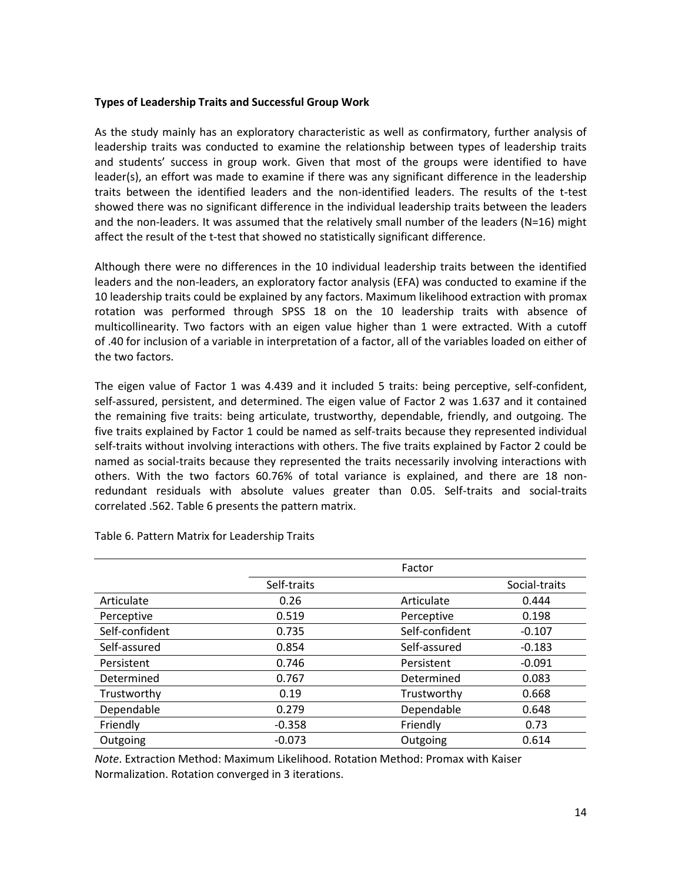**Types of Leadership Traits and Successful Group Work**

As the study mainly has an exploratory characteristic as well as confirmatory, further analysis of leadership traits was conducted to examine the relationship between types of leadership traits and students' success in group work. Given that most of the groups were identified to have leader(s), an effort was made to examine if there was any significant difference in the leadership traits between the identified leaders and the non-identified leaders. The results of the t-test showed there was no significant difference in the individual leadership traits between the leaders and the non-leaders. It was assumed that the relatively small number of the leaders (N=16) might affect the result of the t-test that showed no statistically significant difference.

Although there were no differences in the 10 individual leadership traits between the identified leaders and the non-leaders, an exploratory factor analysis (EFA) was conducted to examine if the 10 leadership traits could be explained by any factors. Maximum likelihood extraction with promax rotation was performed through SPSS 18 on the 10 leadership traits with absence of multicollinearity. Two factors with an eigen value higher than 1 were extracted. With a cutoff of .40 for inclusion of a variable in interpretation of a factor, all of the variables loaded on either of the two factors.

The eigen value of Factor 1 was 4.439 and it included 5 traits: being perceptive, self-confident, self-assured, persistent, and determined. The eigen value of Factor 2 was 1.637 and it contained the remaining five traits: being articulate, trustworthy, dependable, friendly, and outgoing. The five traits explained by Factor 1 could be named as self-traits because they represented individual self-traits without involving interactions with others. The five traits explained by Factor 2 could be named as social-traits because they represented the traits necessarily involving interactions with others. With the two factors 60.76% of total variance is explained, and there are 18 non-redundant residuals with absolute values greater than 0.05. Self-traits and social-traits correlated .562. Table 6 presents the pattern matrix.

Table 6. Pattern Matrix for Leadership Traits

| | Factor | | |
|---|---|---|---|
| | Self-traits | | Social-traits |
| Articulate | 0.26 | Articulate | 0.444 |
| Perceptive | 0.519 | Perceptive | 0.198 |
| Self-confident | 0.735 | Self-confident | -0.107 |
| Self-assured | 0.854 | Self-assured | -0.183 |
| Persistent | 0.746 | Persistent | -0.091 |
| Determined | 0.767 | Determined | 0.083 |
| Trustworthy | 0.19 | Trustworthy | 0.668 |
| Dependable | 0.279 | Dependable | 0.648 |
| Friendly | -0.358 | Friendly | 0.73 |
| Outgoing | -0.073 | Outgoing | 0.614 |

*Note*. Extraction Method: Maximum Likelihood. Rotation Method: Promax with Kaiser Normalization. Rotation converged in 3 iterations.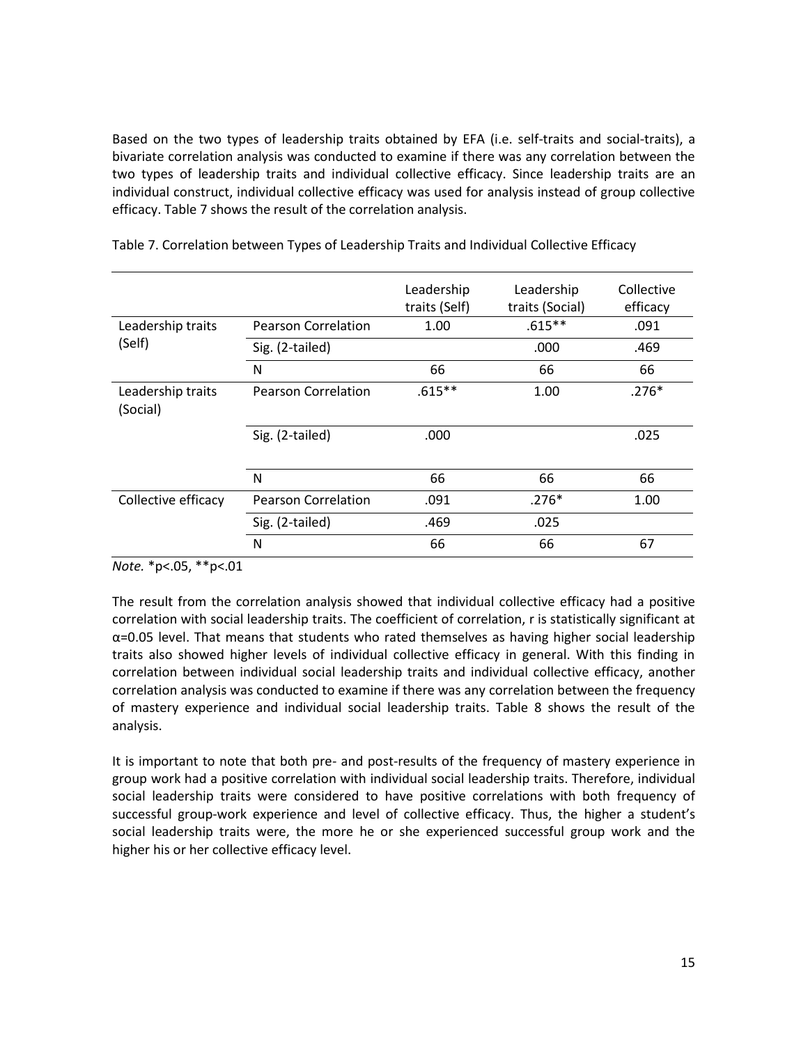Based on the two types of leadership traits obtained by EFA (i.e. self-traits and social-traits), a bivariate correlation analysis was conducted to examine if there was any correlation between the two types of leadership traits and individual collective efficacy. Since leadership traits are an individual construct, individual collective efficacy was used for analysis instead of group collective efficacy. Table 7 shows the result of the correlation analysis.

Table 7. Correlation between Types of Leadership Traits and Individual Collective Efficacy

| | | Leadership traits (Self) | Leadership traits (Social) | Collective efficacy |
|---|---|---|---|---|
| Leadership traits (Self) | Pearson Correlation | 1.00 | .615** | .091 |
| | Sig. (2-tailed) | | .000 | .469 |
| | N | 66 | 66 | 66 |
| Leadership traits (Social) | Pearson Correlation | .615** | 1.00 | .276* |
| | Sig. (2-tailed) | .000 | | .025 |
| | N | 66 | 66 | 66 |
| Collective efficacy | Pearson Correlation | .091 | .276* | 1.00 |
| | Sig. (2-tailed) | .469 | .025 | |
| | N | 66 | 66 | 67 |

*Note.* *p<.05, **p<.01

The result from the correlation analysis showed that individual collective efficacy had a positive correlation with social leadership traits. The coefficient of correlation, r is statistically significant at $\alpha=0.05$ level. That means that students who rated themselves as having higher social leadership traits also showed higher levels of individual collective efficacy in general. With this finding in correlation between individual social leadership traits and individual collective efficacy, another correlation analysis was conducted to examine if there was any correlation between the frequency of mastery experience and individual social leadership traits. Table 8 shows the result of the analysis.

It is important to note that both pre- and post-results of the frequency of mastery experience in group work had a positive correlation with individual social leadership traits. Therefore, individual social leadership traits were considered to have positive correlations with both frequency of successful group-work experience and level of collective efficacy. Thus, the higher a student's social leadership traits were, the more he or she experienced successful group work and the higher his or her collective efficacy level.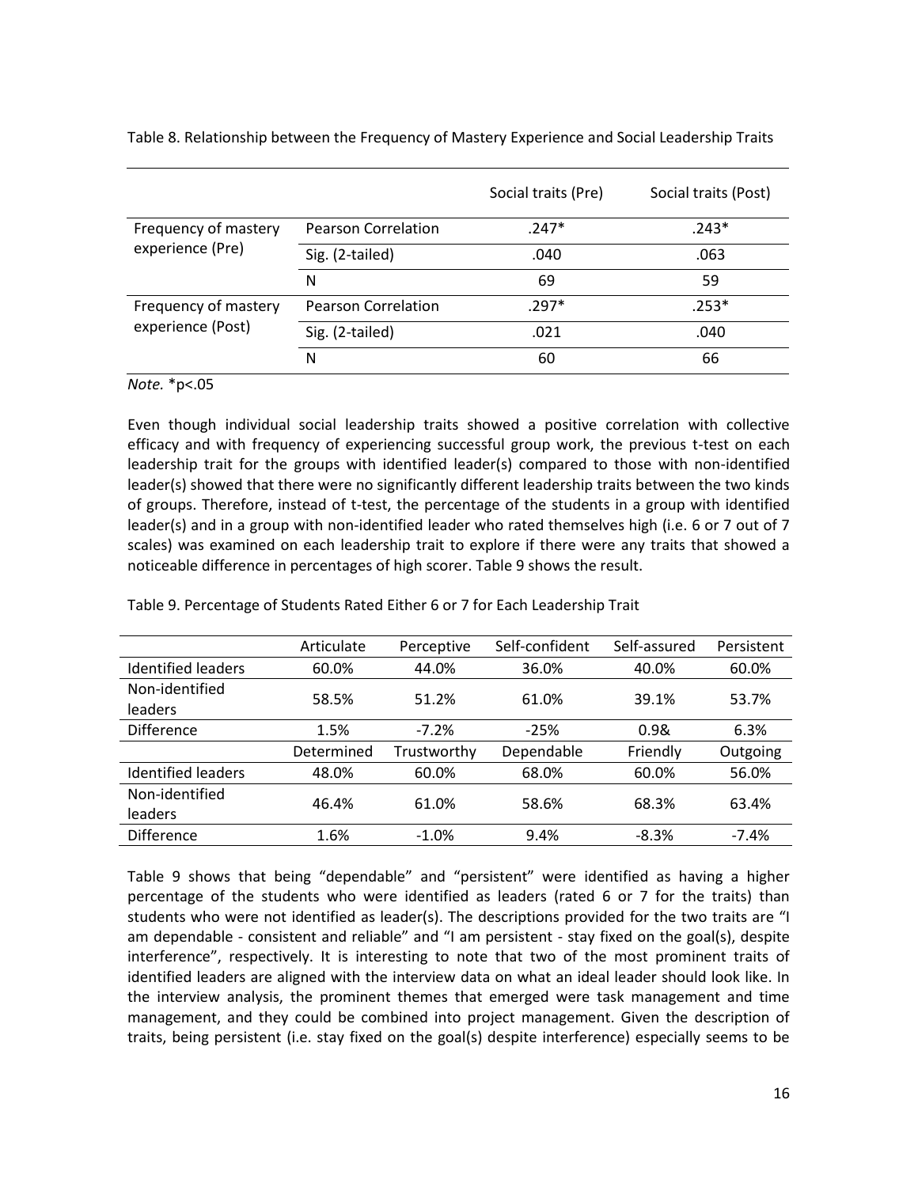Table 8. Relationship between the Frequency of Mastery Experience and Social Leadership Traits

| | | Social traits (Pre) | Social traits (Post) |
|---|---|---|---|
| Frequency of mastery experience (Pre) | Pearson Correlation | .247* | .243* |
| | Sig. (2-tailed) | .040 | .063 |
| | N | 69 | 59 |
| Frequency of mastery experience (Post) | Pearson Correlation | .297* | .253* |
| | Sig. (2-tailed) | .021 | .040 |
| | N | 60 | 66 |

*Note.* *p<.05

Even though individual social leadership traits showed a positive correlation with collective efficacy and with frequency of experiencing successful group work, the previous t-test on each leadership trait for the groups with identified leader(s) compared to those with non-identified leader(s) showed that there were no significantly different leadership traits between the two kinds of groups. Therefore, instead of t-test, the percentage of the students in a group with identified leader(s) and in a group with non-identified leader who rated themselves high (i.e. 6 or 7 out of 7 scales) was examined on each leadership trait to explore if there were any traits that showed a noticeable difference in percentages of high scorer. Table 9 shows the result.

Table 9. Percentage of Students Rated Either 6 or 7 for Each Leadership Trait

| | Articulate | Perceptive | Self-confident | Self-assured | Persistent |
|---|---|---|---|---|---|
| Identified leaders | 60.0% | 44.0% | 36.0% | 40.0% | 60.0% |
| Non-identified leaders | 58.5% | 51.2% | 61.0% | 39.1% | 53.7% |
| Difference | 1.5% | -7.2% | -25% | 0.9& | 6.3% |
| | Determined | Trustworthy | Dependable | Friendly | Outgoing |
| Identified leaders | 48.0% | 60.0% | 68.0% | 60.0% | 56.0% |
| Non-identified leaders | 46.4% | 61.0% | 58.6% | 68.3% | 63.4% |
| Difference | 1.6% | -1.0% | 9.4% | -8.3% | -7.4% |

Table 9 shows that being "dependable" and "persistent" were identified as having a higher percentage of the students who were identified as leaders (rated 6 or 7 for the traits) than students who were not identified as leader(s). The descriptions provided for the two traits are "I am dependable - consistent and reliable" and "I am persistent - stay fixed on the goal(s), despite interference", respectively. It is interesting to note that two of the most prominent traits of identified leaders are aligned with the interview data on what an ideal leader should look like. In the interview analysis, the prominent themes that emerged were task management and time management, and they could be combined into project management. Given the description of traits, being persistent (i.e. stay fixed on the goal(s) despite interference) especially seems to be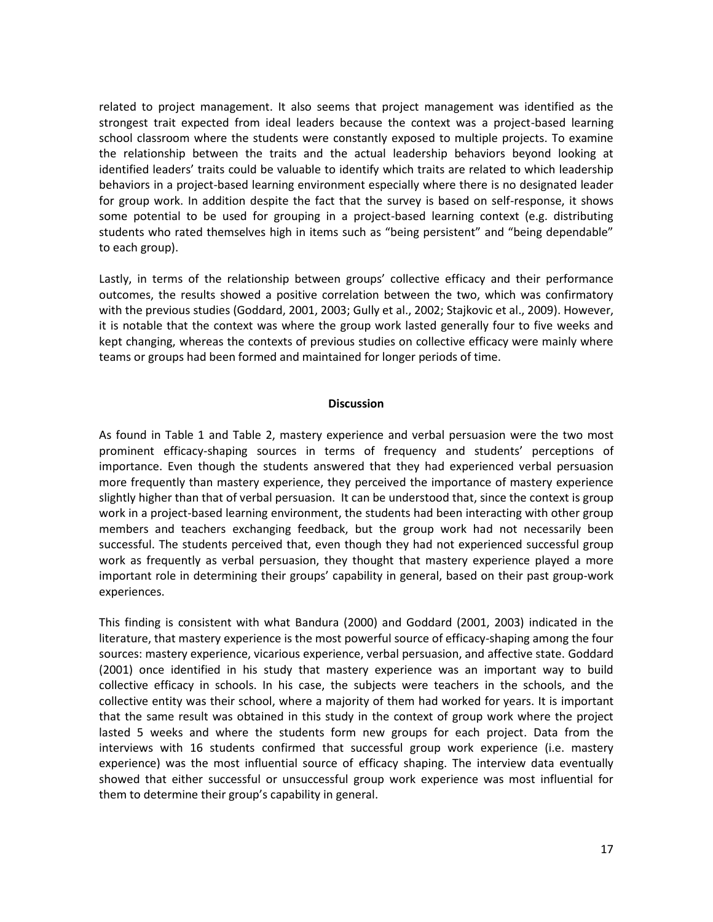related to project management. It also seems that project management was identified as the strongest trait expected from ideal leaders because the context was a project-based learning school classroom where the students were constantly exposed to multiple projects. To examine the relationship between the traits and the actual leadership behaviors beyond looking at identified leaders' traits could be valuable to identify which traits are related to which leadership behaviors in a project-based learning environment especially where there is no designated leader for group work. In addition despite the fact that the survey is based on self-response, it shows some potential to be used for grouping in a project-based learning context (e.g. distributing students who rated themselves high in items such as "being persistent" and "being dependable" to each group).

Lastly, in terms of the relationship between groups' collective efficacy and their performance outcomes, the results showed a positive correlation between the two, which was confirmatory with the previous studies (Goddard, 2001, 2003; Gully et al., 2002; Stajkovic et al., 2009). However, it is notable that the context was where the group work lasted generally four to five weeks and kept changing, whereas the contexts of previous studies on collective efficacy were mainly where teams or groups had been formed and maintained for longer periods of time.

## Discussion

As found in Table 1 and Table 2, mastery experience and verbal persuasion were the two most prominent efficacy-shaping sources in terms of frequency and students' perceptions of importance. Even though the students answered that they had experienced verbal persuasion more frequently than mastery experience, they perceived the importance of mastery experience slightly higher than that of verbal persuasion. It can be understood that, since the context is group work in a project-based learning environment, the students had been interacting with other group members and teachers exchanging feedback, but the group work had not necessarily been successful. The students perceived that, even though they had not experienced successful group work as frequently as verbal persuasion, they thought that mastery experience played a more important role in determining their groups' capability in general, based on their past group-work experiences.

This finding is consistent with what Bandura (2000) and Goddard (2001, 2003) indicated in the literature, that mastery experience is the most powerful source of efficacy-shaping among the four sources: mastery experience, vicarious experience, verbal persuasion, and affective state. Goddard (2001) once identified in his study that mastery experience was an important way to build collective efficacy in schools. In his case, the subjects were teachers in the schools, and the collective entity was their school, where a majority of them had worked for years. It is important that the same result was obtained in this study in the context of group work where the project lasted 5 weeks and where the students form new groups for each project. Data from the interviews with 16 students confirmed that successful group work experience (i.e. mastery experience) was the most influential source of efficacy shaping. The interview data eventually showed that either successful or unsuccessful group work experience was most influential for them to determine their group's capability in general.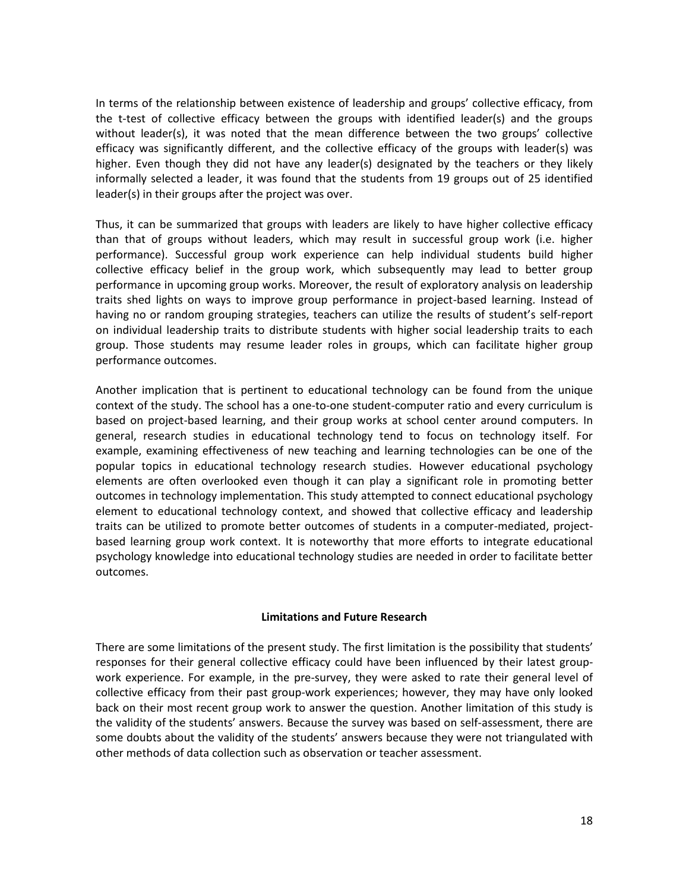In terms of the relationship between existence of leadership and groups' collective efficacy, from the t-test of collective efficacy between the groups with identified leader(s) and the groups without leader(s), it was noted that the mean difference between the two groups' collective efficacy was significantly different, and the collective efficacy of the groups with leader(s) was higher. Even though they did not have any leader(s) designated by the teachers or they likely informally selected a leader, it was found that the students from 19 groups out of 25 identified leader(s) in their groups after the project was over.

Thus, it can be summarized that groups with leaders are likely to have higher collective efficacy than that of groups without leaders, which may result in successful group work (i.e. higher performance). Successful group work experience can help individual students build higher collective efficacy belief in the group work, which subsequently may lead to better group performance in upcoming group works. Moreover, the result of exploratory analysis on leadership traits shed lights on ways to improve group performance in project-based learning. Instead of having no or random grouping strategies, teachers can utilize the results of student's self-report on individual leadership traits to distribute students with higher social leadership traits to each group. Those students may resume leader roles in groups, which can facilitate higher group performance outcomes.

Another implication that is pertinent to educational technology can be found from the unique context of the study. The school has a one-to-one student-computer ratio and every curriculum is based on project-based learning, and their group works at school center around computers. In general, research studies in educational technology tend to focus on technology itself. For example, examining effectiveness of new teaching and learning technologies can be one of the popular topics in educational technology research studies. However educational psychology elements are often overlooked even though it can play a significant role in promoting better outcomes in technology implementation. This study attempted to connect educational psychology element to educational technology context, and showed that collective efficacy and leadership traits can be utilized to promote better outcomes of students in a computer-mediated, project-based learning group work context. It is noteworthy that more efforts to integrate educational psychology knowledge into educational technology studies are needed in order to facilitate better outcomes.

## Limitations and Future Research

There are some limitations of the present study. The first limitation is the possibility that students' responses for their general collective efficacy could have been influenced by their latest group-work experience. For example, in the pre-survey, they were asked to rate their general level of collective efficacy from their past group-work experiences; however, they may have only looked back on their most recent group work to answer the question. Another limitation of this study is the validity of the students' answers. Because the survey was based on self-assessment, there are some doubts about the validity of the students' answers because they were not triangulated with other methods of data collection such as observation or teacher assessment.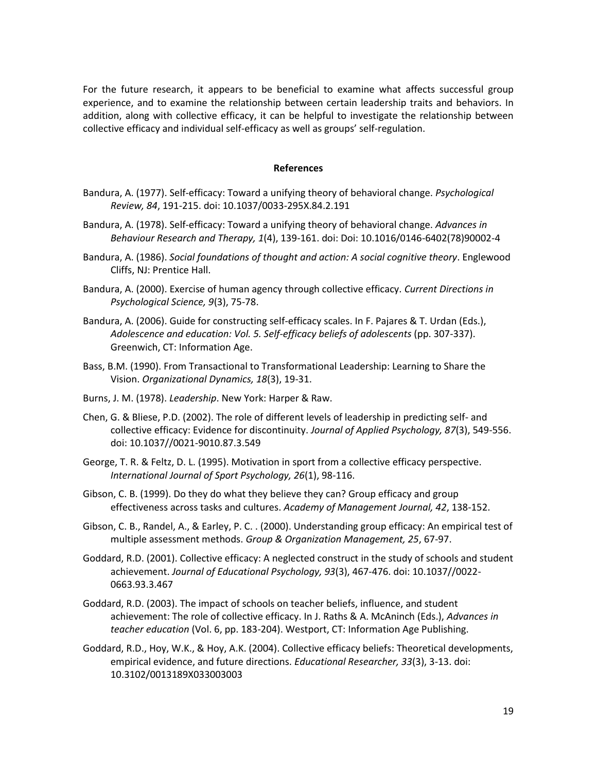For the future research, it appears to be beneficial to examine what affects successful group experience, and to examine the relationship between certain leadership traits and behaviors. In addition, along with collective efficacy, it can be helpful to investigate the relationship between collective efficacy and individual self-efficacy as well as groups' self-regulation.

## References

Bandura, A. (1977). Self-efficacy: Toward a unifying theory of behavioral change. *Psychological Review, 84*, 191-215. doi: 10.1037/0033-295X.84.2.191

Bandura, A. (1978). Self-efficacy: Toward a unifying theory of behavioral change. *Advances in Behaviour Research and Therapy, 1*(4), 139-161. doi: Doi: 10.1016/0146-6402(78)90002-4

Bandura, A. (1986). *Social foundations of thought and action: A social cognitive theory*. Englewood Cliffs, NJ: Prentice Hall.

Bandura, A. (2000). Exercise of human agency through collective efficacy. *Current Directions in Psychological Science, 9*(3), 75-78.

Bandura, A. (2006). Guide for constructing self-efficacy scales. In F. Pajares & T. Urdan (Eds.), *Adolescence and education: Vol. 5. Self-efficacy beliefs of adolescents* (pp. 307-337). Greenwich, CT: Information Age.

Bass, B.M. (1990). From Transactional to Transformational Leadership: Learning to Share the Vision. *Organizational Dynamics, 18*(3), 19-31.

Burns, J. M. (1978). *Leadership*. New York: Harper & Raw.

Chen, G. & Bliese, P.D. (2002). The role of different levels of leadership in predicting self- and collective efficacy: Evidence for discontinuity. *Journal of Applied Psychology, 87*(3), 549-556. doi: 10.1037//0021-9010.87.3.549

George, T. R. & Feltz, D. L. (1995). Motivation in sport from a collective efficacy perspective. *International Journal of Sport Psychology, 26*(1), 98-116.

Gibson, C. B. (1999). Do they do what they believe they can? Group efficacy and group effectiveness across tasks and cultures. *Academy of Management Journal, 42*, 138-152.

Gibson, C. B., Randel, A., & Earley, P. C. . (2000). Understanding group efficacy: An empirical test of multiple assessment methods. *Group & Organization Management, 25*, 67-97.

Goddard, R.D. (2001). Collective efficacy: A neglected construct in the study of schools and student achievement. *Journal of Educational Psychology, 93*(3), 467-476. doi: 10.1037//0022-0663.93.3.467

Goddard, R.D. (2003). The impact of schools on teacher beliefs, influence, and student achievement: The role of collective efficacy. In J. Raths & A. McAninch (Eds.), *Advances in teacher education* (Vol. 6, pp. 183-204). Westport, CT: Information Age Publishing.

Goddard, R.D., Hoy, W.K., & Hoy, A.K. (2004). Collective efficacy beliefs: Theoretical developments, empirical evidence, and future directions. *Educational Researcher, 33*(3), 3-13. doi: 10.3102/0013189X033003003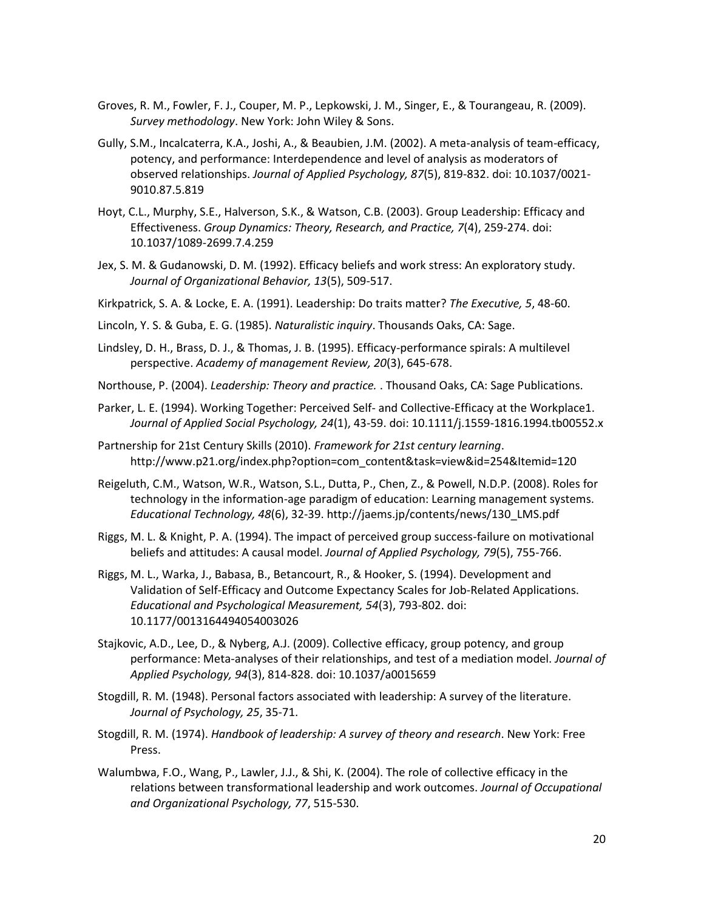Groves, R. M., Fowler, F. J., Couper, M. P., Lepkowski, J. M., Singer, E., & Tourangeau, R. (2009). *Survey methodology*. New York: John Wiley & Sons.

Gully, S.M., Incalcaterra, K.A., Joshi, A., & Beaubien, J.M. (2002). A meta-analysis of team-efficacy, potency, and performance: Interdependence and level of analysis as moderators of observed relationships. *Journal of Applied Psychology, 87*(5), 819-832. doi: 10.1037/0021-9010.87.5.819

Hoyt, C.L., Murphy, S.E., Halverson, S.K., & Watson, C.B. (2003). Group Leadership: Efficacy and Effectiveness. *Group Dynamics: Theory, Research, and Practice, 7*(4), 259-274. doi: 10.1037/1089-2699.7.4.259

Jex, S. M. & Gudanowski, D. M. (1992). Efficacy beliefs and work stress: An exploratory study. *Journal of Organizational Behavior, 13*(5), 509-517.

Kirkpatrick, S. A. & Locke, E. A. (1991). Leadership: Do traits matter? *The Executive, 5*, 48-60.

Lincoln, Y. S. & Guba, E. G. (1985). *Naturalistic inquiry*. Thousands Oaks, CA: Sage.

Lindsley, D. H., Brass, D. J., & Thomas, J. B. (1995). Efficacy-performance spirals: A multilevel perspective. *Academy of management Review, 20*(3), 645-678.

Northouse, P. (2004). *Leadership: Theory and practice.* . Thousand Oaks, CA: Sage Publications.

Parker, L. E. (1994). Working Together: Perceived Self- and Collective-Efficacy at the Workplace1. *Journal of Applied Social Psychology, 24*(1), 43-59. doi: 10.1111/j.1559-1816.1994.tb00552.x

Partnership for 21st Century Skills (2010). *Framework for 21st century learning*. http://www.p21.org/index.php?option=com_content&task=view&id=254&Itemid=120

Reigeluth, C.M., Watson, W.R., Watson, S.L., Dutta, P., Chen, Z., & Powell, N.D.P. (2008). Roles for technology in the information-age paradigm of education: Learning management systems. *Educational Technology, 48*(6), 32-39. http://jaems.jp/contents/news/130_LMS.pdf

Riggs, M. L. & Knight, P. A. (1994). The impact of perceived group success-failure on motivational beliefs and attitudes: A causal model. *Journal of Applied Psychology, 79*(5), 755-766.

Riggs, M. L., Warka, J., Babasa, B., Betancourt, R., & Hooker, S. (1994). Development and Validation of Self-Efficacy and Outcome Expectancy Scales for Job-Related Applications. *Educational and Psychological Measurement, 54*(3), 793-802. doi: 10.1177/0013164494054003026

Stajkovic, A.D., Lee, D., & Nyberg, A.J. (2009). Collective efficacy, group potency, and group performance: Meta-analyses of their relationships, and test of a mediation model. *Journal of Applied Psychology, 94*(3), 814-828. doi: 10.1037/a0015659

Stogdill, R. M. (1948). Personal factors associated with leadership: A survey of the literature. *Journal of Psychology, 25*, 35-71.

Stogdill, R. M. (1974). *Handbook of leadership: A survey of theory and research*. New York: Free Press.

Walumbwa, F.O., Wang, P., Lawler, J.J., & Shi, K. (2004). The role of collective efficacy in the relations between transformational leadership and work outcomes. *Journal of Occupational and Organizational Psychology, 77*, 515-530.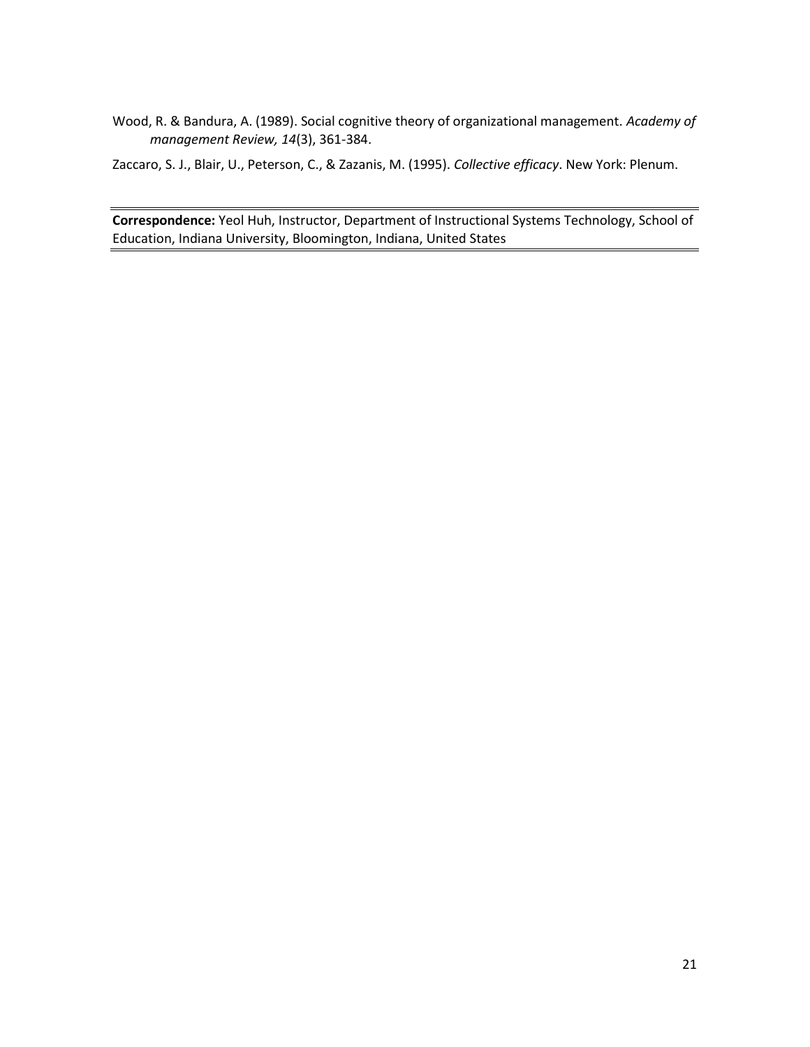Wood, R. & Bandura, A. (1989). Social cognitive theory of organizational management. *Academy of management Review, 14*(3), 361-384.

Zaccaro, S. J., Blair, U., Peterson, C., & Zazanis, M. (1995). *Collective efficacy*. New York: Plenum.

---

**Correspondence:** Yeol Huh, Instructor, Department of Instructional Systems Technology, School of Education, Indiana University, Bloomington, Indiana, United States

---